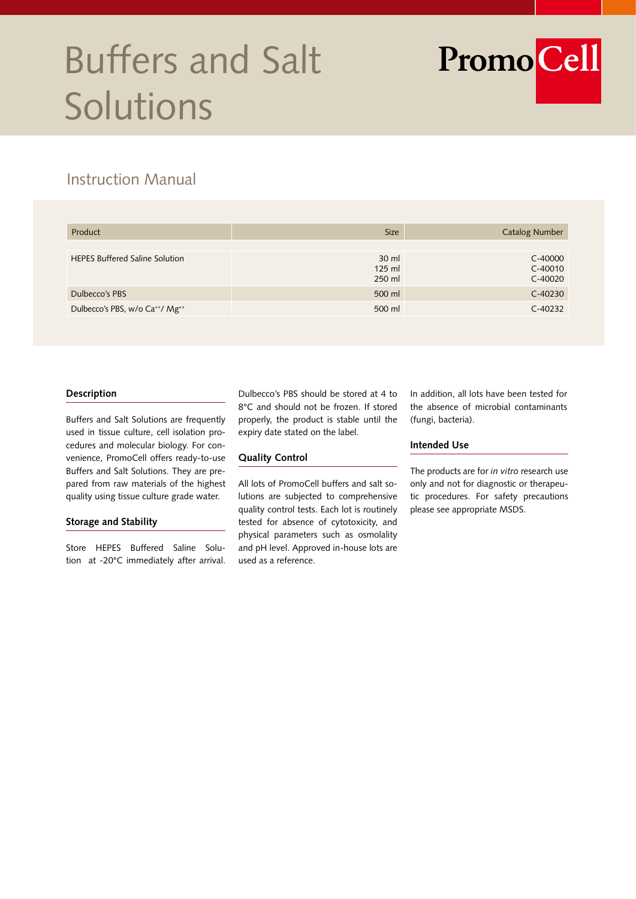# Buffers and Salt Solutions

PromoCell

## Instruction Manual

| Product | Size | Catalog Number |
|---|---|---|
| HEPES Buffered Saline Solution | 30 ml<br>125 ml<br>250 ml | C-40000<br>C-40010<br>C-40020 |
| Dulbecco's PBS | 500 ml | C-40230 |
| Dulbecco's PBS, w/o $Ca^{++}$/ $Mg^{++}$ | 500 ml | C-40232 |

### Description

Buffers and Salt Solutions are frequently used in tissue culture, cell isolation procedures and molecular biology. For convenience, PromoCell offers ready-to-use Buffers and Salt Solutions. They are prepared from raw materials of the highest quality using tissue culture grade water.

### Storage and Stability

Store HEPES Buffered Saline Solution at -20°C immediately after arrival. Dulbecco's PBS should be stored at 4 to 8°C and should not be frozen. If stored properly, the product is stable until the expiry date stated on the label.

### Quality Control

All lots of PromoCell buffers and salt solutions are subjected to comprehensive quality control tests. Each lot is routinely tested for absence of cytotoxicity, and physical parameters such as osmolality and pH level. Approved in-house lots are used as a reference.

In addition, all lots have been tested for the absence of microbial contaminants (fungi, bacteria).

### Intended Use

The products are for *in vitro* research use only and not for diagnostic or therapeutic procedures. For safety precautions please see appropriate MSDS.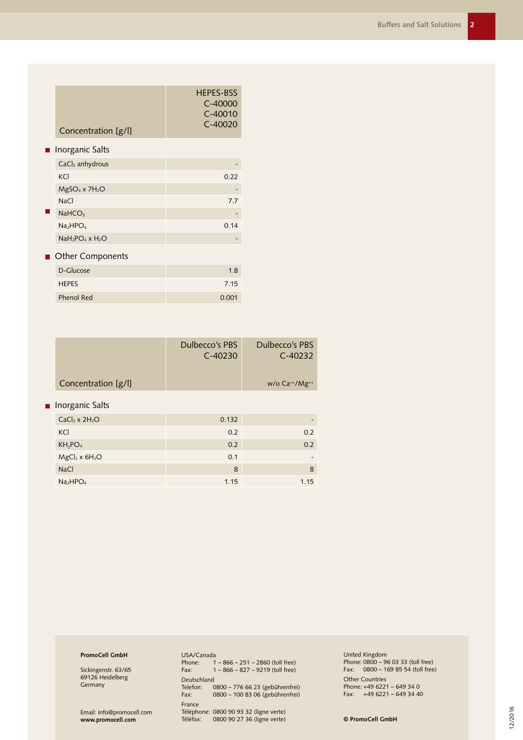| Concentration [g/l] | HEPES-BSS C-40000 C-40010 C-40020 |
|---|---|
| **Inorganic Salts** | |
| $CaCl_2$ anhydrous | - |
| KCl | 0.22 |
| $MgSO_4$ x $7H_2O$ | - |
| NaCl | 7.7 |
| $NaHCO_3$ | - |
| $Na_2HPO_4$ | 0.14 |
| $NaH_2PO_4$ x $H_2O$ | - |
| **Other Components** | |
| D-Glucose | 1.8 |
| HEPES | 7.15 |
| Phenol Red | 0.001 |

| Concentration [g/l] | Dulbecco's PBS C-40230 | Dulbecco's PBS C-40232 w/o $Ca^{++}$/$Mg^{++}$ |
|---|---|---|
| **Inorganic Salts** | | |
| $CaCl_2$ x $2H_2O$ | 0.132 | - |
| KCl | 0.2 | 0.2 |
| $KH_2PO_4$ | 0.2 | 0.2 |
| $MgCl_2$ x $6H_2O$ | 0.1 | - |
| NaCl | 8 | 8 |
| $Na_2HPO_4$ | 1.15 | 1.15 |

**PromoCell GmbH**

Sickingenstr. 63/65
69126 Heidelberg
Germany

Email: info@promocell.com
**www.promocell.com**

USA/Canada
Phone: 1 – 866 – 251 – 2860 (toll free)
Fax: 1 – 866 – 827 – 9219 (toll free)

Deutschland
Telefon: 0800 – 776 66 23 (gebührenfrei)
Fax: 0800 – 100 83 06 (gebührenfrei)

France
Téléphone: 0800 90 93 32 (ligne verte)
Téléfax: 0800 90 27 36 (ligne verte)

United Kingdom
Phone: 0800 – 96 03 33 (toll free)
Fax: 0800 – 169 85 54 (toll free)

Other Countries
Phone: +49 6221 – 649 34 0
Fax: +49 6221 – 649 34 40

**© PromoCell GmbH**

12/2016